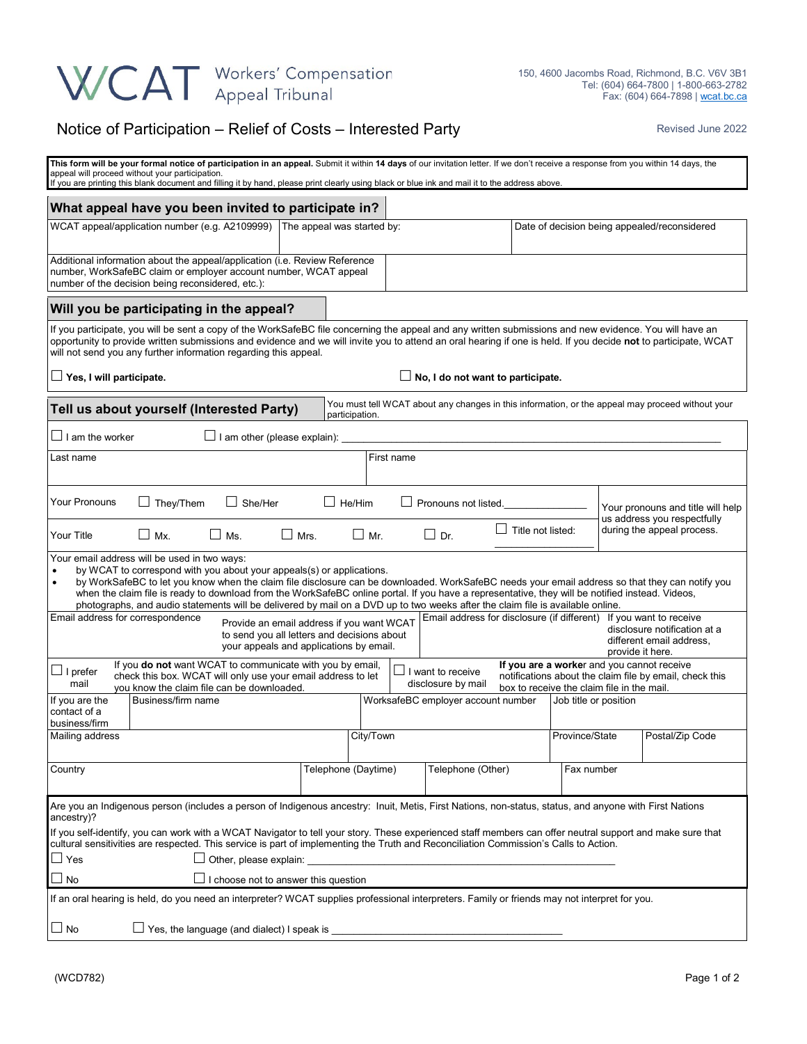WCAT Workers' Compensation Appeal Tribunal

150, 4600 Jacombs Road, Richmond, B.C. V6V 3B1
Tel: (604) 664-7800 | 1-800-663-2782
Fax: (604) 664-7898 | wcat.bc.ca

# Notice of Participation – Relief of Costs – Interested Party

Revised June 2022

**This form will be your formal notice of participation in an appeal.** Submit it within **14 days** of our invitation letter. If we don't receive a response from you within 14 days, the appeal will proceed without your participation.
If you are printing this blank document and filling it by hand, please print clearly using black or blue ink and mail it to the address above.

## What appeal have you been invited to participate in?

| WCAT appeal/application number (e.g. A2109999) | The appeal was started by: | Date of decision being appealed/reconsidered |
|---|---|---|
| | | |

| Additional information about the appeal/application (i.e. Review Reference number, WorkSafeBC claim or employer account number, WCAT appeal number of the decision being reconsidered, etc.): | |
|---|---|

## Will you be participating in the appeal?

If you participate, you will be sent a copy of the WorkSafeBC file concerning the appeal and any written submissions and new evidence. You will have an opportunity to provide written submissions and evidence and we will invite you to attend an oral hearing if one is held. If you decide **not** to participate, WCAT will not send you any further information regarding this appeal.

☐ **Yes, I will participate.** ☐ **No, I do not want to participate.**

## Tell us about yourself (Interested Party)

You must tell WCAT about any changes in this information, or the appeal may proceed without your participation.

☐ I am the worker ☐ I am other (please explain): ____________________

| Last name | First name |
|---|---|
| | |

Your Pronouns ☐ They/Them ☐ She/Her ☐ He/Him ☐ Pronouns not listed.__________

Your Title ☐ Mx. ☐ Ms. ☐ Mrs. ☐ Mr. ☐ Dr. ☐ Title not listed: __________

Your pronouns and title will help us address you respectfully during the appeal process.

Your email address will be used in two ways:

- by WCAT to correspond with you about your appeal(s) or applications.
- by WorkSafeBC to let you know when the claim file disclosure can be downloaded. WorkSafeBC needs your email address so that they can notify you when the claim file is ready to download from the WorkSafeBC online portal. If you have a representative, they will be notified instead. Videos, photographs, and audio statements will be delivered by mail on a DVD up to two weeks after the claim file is available online.

| Email address for correspondence | Provide an email address if you want WCAT to send you all letters and decisions about your appeals and applications by email. | Email address for disclosure (if different) | If you want to receive disclosure notification at a different email address, provide it here. |
|---|---|---|---|
| ☐ I prefer mail | If you **do not** want WCAT to communicate with you by email, check this box. WCAT will only use your email address to let you know the claim file can be downloaded. | ☐ I want to receive disclosure by mail | **If you are a worker** and you cannot receive notifications about the claim file by email, check this box to receive the claim file in the mail. |

| If you are the contact of a business/firm | Business/firm name | WorksafeBC employer account number | Job title or position |
|---|---|---|---|
| | | | |

| Mailing address | City/Town | Province/State | Postal/Zip Code |
|---|---|---|---|
| | | | |

| Country | Telephone (Daytime) | Telephone (Other) | Fax number |
|---|---|---|---|
| | | | |

Are you an Indigenous person (includes a person of Indigenous ancestry: Inuit, Metis, First Nations, non-status, status, and anyone with First Nations ancestry)?

If you self-identify, you can work with a WCAT Navigator to tell your story. These experienced staff members can offer neutral support and make sure that cultural sensitivities are respected. This service is part of implementing the Truth and Reconciliation Commission's Calls to Action.

☐ Yes ☐ Other, please explain: ____________________

☐ No ☐ I choose not to answer this question

If an oral hearing is held, do you need an interpreter? WCAT supplies professional interpreters. Family or friends may not interpret for you.

☐ No ☐ Yes, the language (and dialect) I speak is ____________________

(WCD782)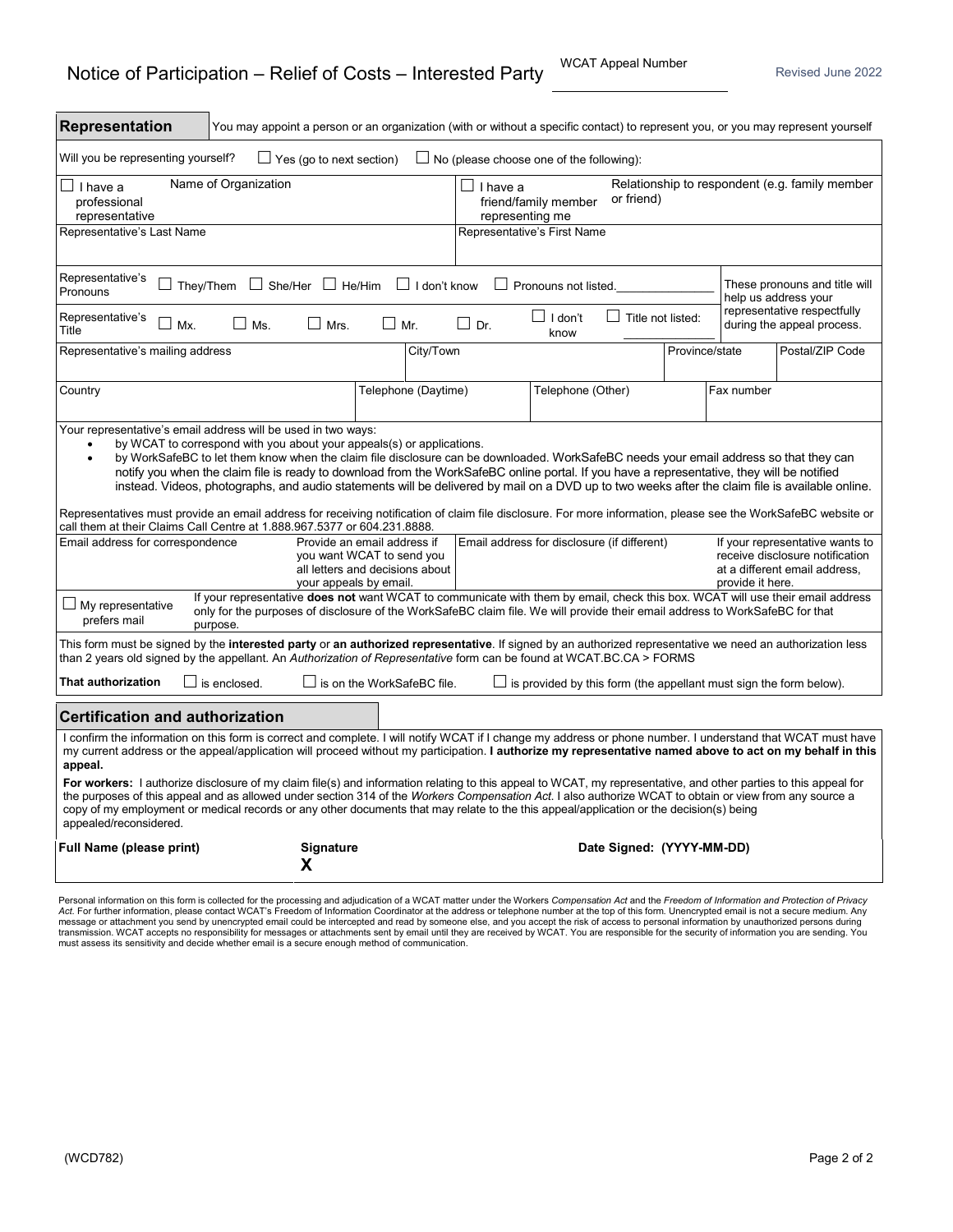# Notice of Participation – Relief of Costs – Interested Party

WCAT Appeal Number ____________________

Revised June 2022

## Representation

You may appoint a person or an organization (with or without a specific contact) to represent you, or you may represent yourself

Will you be representing yourself? ☐ Yes (go to next section) ☐ No (please choose one of the following):

| | | | |
|---|---|---|---|
| ☐ I have a professional representative | Name of Organization | ☐ I have a friend/family member representing me | Relationship to respondent (e.g. family member or friend) |
| Representative's Last Name | | Representative's First Name | |

Representative's Pronouns ☐ They/Them ☐ She/Her ☐ He/Him ☐ I don't know ☐ Pronouns not listed.____________

Representative's Title ☐ Mx. ☐ Ms. ☐ Mrs. ☐ Mr. ☐ Dr. ☐ I don't know ☐ Title not listed: ____________

These pronouns and title will help us address your representative respectfully during the appeal process.

| | | | |
|---|---|---|---|
| Representative's mailing address | City/Town | Province/state | Postal/ZIP Code |
| Country | Telephone (Daytime) | Telephone (Other) | Fax number |

Your representative's email address will be used in two ways:

- by WCAT to correspond with you about your appeals(s) or applications.
- by WorkSafeBC to let them know when the claim file disclosure can be downloaded. WorkSafeBC needs your email address so that they can notify you when the claim file is ready to download from the WorkSafeBC online portal. If you have a representative, they will be notified instead. Videos, photographs, and audio statements will be delivered by mail on a DVD up to two weeks after the claim file is available online.

Representatives must provide an email address for receiving notification of claim file disclosure. For more information, please see the WorkSafeBC website or call them at their Claims Call Centre at 1.888.967.5377 or 604.231.8888.

| | | | |
|---|---|---|---|
| Email address for correspondence | Provide an email address if you want WCAT to send you all letters and decisions about your appeals by email. | Email address for disclosure (if different) | If your representative wants to receive disclosure notification at a different email address, provide it here. |

☐ My representative prefers mail — If your representative **does not** want WCAT to communicate with them by email, check this box. WCAT will use their email address only for the purposes of disclosure of the WorkSafeBC claim file. We will provide their email address to WorkSafeBC for that purpose.

This form must be signed by the **interested party** or **an authorized representative**. If signed by an authorized representative we need an authorization less than 2 years old signed by the appellant. An *Authorization of Representative* form can be found at WCAT.BC.CA > FORMS

**That authorization** ☐ is enclosed. ☐ is on the WorkSafeBC file. ☐ is provided by this form (the appellant must sign the form below).

## Certification and authorization

I confirm the information on this form is correct and complete. I will notify WCAT if I change my address or phone number. I understand that WCAT must have my current address or the appeal/application will proceed without my participation. **I authorize my representative named above to act on my behalf in this appeal.**

**For workers:** I authorize disclosure of my claim file(s) and information relating to this appeal to WCAT, my representative, and other parties to this appeal for the purposes of this appeal and as allowed under section 314 of the *Workers Compensation Act*. I also authorize WCAT to obtain or view from any source a copy of my employment or medical records or any other documents that may relate to the this appeal/application or the decision(s) being appealed/reconsidered.

| **Full Name (please print)** | **Signature** | **Date Signed: (YYYY-MM-DD)** |
|---|---|---|
| | X | |

Personal information on this form is collected for the processing and adjudication of a WCAT matter under the Workers *Compensation Act* and the *Freedom of Information and Protection of Privacy Act*. For further information, please contact WCAT's Freedom of Information Coordinator at the address or telephone number at the top of this form. Unencrypted email is not a secure medium. Any message or attachment you send by unencrypted email could be intercepted and read by someone else, and you accept the risk of access to personal information by unauthorized persons during transmission. WCAT accepts no responsibility for messages or attachments sent by email until they are received by WCAT. You are responsible for the security of information you are sending. You must assess its sensitivity and decide whether email is a secure enough method of communication.

(WCD782)